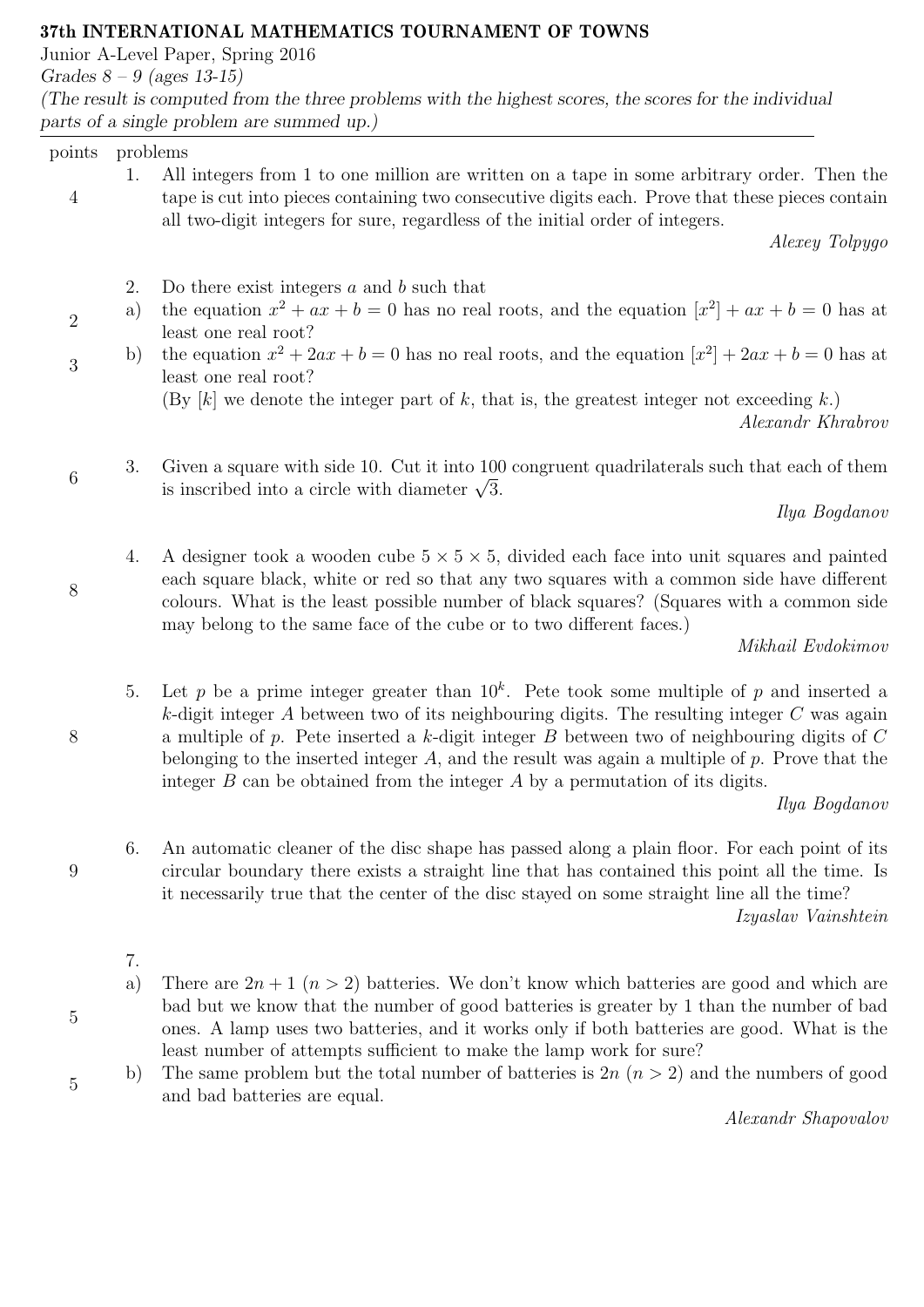**37th INTERNATIONAL MATHEMATICS TOURNAMENT OF TOWNS**

Junior A-Level Paper, Spring 2016

*Grades 8 – 9 (ages 13-15)*

*(The result is computed from the three problems with the highest scores, the scores for the individual parts of a single problem are summed up.)*

---

| points | problems |
|---|---|
| 4 | 1. All integers from 1 to one million are written on a tape in some arbitrary order. Then the tape is cut into pieces containing two consecutive digits each. Prove that these pieces contain all two-digit integers for sure, regardless of the initial order of integers. *Alexey Tolpygo* |
| | 2. Do there exist integers $a$ and $b$ such that |
| 2 | a) the equation $x^2 + ax + b = 0$ has no real roots, and the equation $[x^2] + ax + b = 0$ has at least one real root? |
| 3 | b) the equation $x^2 + 2ax + b = 0$ has no real roots, and the equation $[x^2] + 2ax + b = 0$ has at least one real root? (By $[k]$ we denote the integer part of $k$, that is, the greatest integer not exceeding $k$.) *Alexandr Khrabrov* |
| 6 | 3. Given a square with side 10. Cut it into 100 congruent quadrilaterals such that each of them is inscribed into a circle with diameter $\sqrt{3}$. *Ilya Bogdanov* |
| 8 | 4. A designer took a wooden cube $5 \times 5 \times 5$, divided each face into unit squares and painted each square black, white or red so that any two squares with a common side have different colours. What is the least possible number of black squares? (Squares with a common side may belong to the same face of the cube or to two different faces.) *Mikhail Evdokimov* |
| 8 | 5. Let $p$ be a prime integer greater than $10^k$. Pete took some multiple of $p$ and inserted a $k$-digit integer $A$ between two of its neighbouring digits. The resulting integer $C$ was again a multiple of $p$. Pete inserted a $k$-digit integer $B$ between two of neighbouring digits of $C$ belonging to the inserted integer $A$, and the result was again a multiple of $p$. Prove that the integer $B$ can be obtained from the integer $A$ by a permutation of its digits. *Ilya Bogdanov* |
| 9 | 6. An automatic cleaner of the disc shape has passed along a plain floor. For each point of its circular boundary there exists a straight line that has contained this point all the time. Is it necessarily true that the center of the disc stayed on some straight line all the time? *Izyaslav Vainshtein* |
| | 7. |
| 5 | a) There are $2n + 1$ ($n > 2$) batteries. We don't know which batteries are good and which are bad but we know that the number of good batteries is greater by 1 than the number of bad ones. A lamp uses two batteries, and it works only if both batteries are good. What is the least number of attempts sufficient to make the lamp work for sure? |
| 5 | b) The same problem but the total number of batteries is $2n$ ($n > 2$) and the numbers of good and bad batteries are equal. *Alexandr Shapovalov* |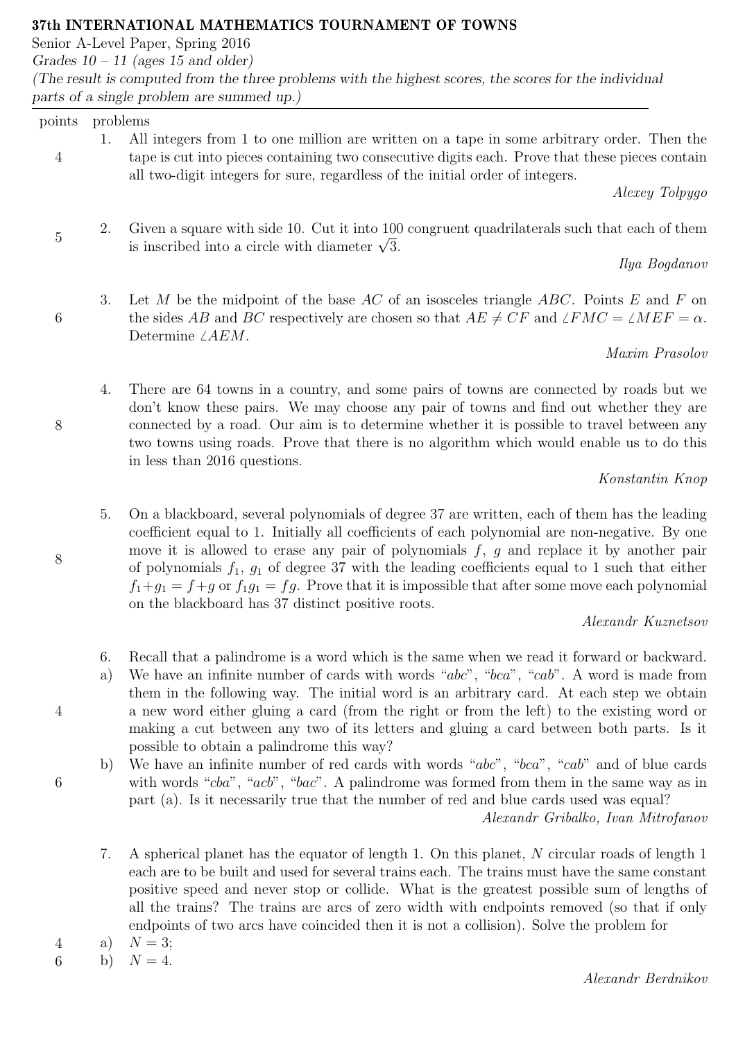**37th INTERNATIONAL MATHEMATICS TOURNAMENT OF TOWNS**

Senior A-Level Paper, Spring 2016

*Grades 10 – 11 (ages 15 and older)*

*(The result is computed from the three problems with the highest scores, the scores for the individual parts of a single problem are summed up.)*

| points | problems |
|---|---|

**1.** (4 points) All integers from 1 to one million are written on a tape in some arbitrary order. Then the tape is cut into pieces containing two consecutive digits each. Prove that these pieces contain all two-digit integers for sure, regardless of the initial order of integers.

*Alexey Tolpygo*

**2.** (5 points) Given a square with side 10. Cut it into 100 congruent quadrilaterals such that each of them is inscribed into a circle with diameter $\sqrt{3}$.

*Ilya Bogdanov*

**3.** (6 points) Let $M$ be the midpoint of the base $AC$ of an isosceles triangle $ABC$. Points $E$ and $F$ on the sides $AB$ and $BC$ respectively are chosen so that $AE \neq CF$ and $\angle FMC = \angle MEF = \alpha$. Determine $\angle AEM$.

*Maxim Prasolov*

**4.** (8 points) There are 64 towns in a country, and some pairs of towns are connected by roads but we don't know these pairs. We may choose any pair of towns and find out whether they are connected by a road. Our aim is to determine whether it is possible to travel between any two towns using roads. Prove that there is no algorithm which would enable us to do this in less than 2016 questions.

*Konstantin Knop*

**5.** (8 points) On a blackboard, several polynomials of degree 37 are written, each of them has the leading coefficient equal to 1. Initially all coefficients of each polynomial are non-negative. By one move it is allowed to erase any pair of polynomials $f$, $g$ and replace it by another pair of polynomials $f_1$, $g_1$ of degree 37 with the leading coefficients equal to 1 such that either $f_1+g_1 = f+g$ or $f_1g_1 = fg$. Prove that it is impossible that after some move each polynomial on the blackboard has 37 distinct positive roots.

*Alexandr Kuznetsov*

**6.** Recall that a palindrome is a word which is the same when we read it forward or backward.

a) (4 points) We have an infinite number of cards with words "*abc*", "*bca*", "*cab*". A word is made from them in the following way. The initial word is an arbitrary card. At each step we obtain a new word either gluing a card (from the right or from the left) to the existing word or making a cut between any two of its letters and gluing a card between both parts. Is it possible to obtain a palindrome this way?

b) (6 points) We have an infinite number of red cards with words "*abc*", "*bca*", "*cab*" and of blue cards with words "*cba*", "*acb*", "*bac*". A palindrome was formed from them in the same way as in part (a). Is it necessarily true that the number of red and blue cards used was equal?

*Alexandr Gribalko, Ivan Mitrofanov*

**7.** A spherical planet has the equator of length 1. On this planet, $N$ circular roads of length 1 each are to be built and used for several trains each. The trains must have the same constant positive speed and never stop or collide. What is the greatest possible sum of lengths of all the trains? The trains are arcs of zero width with endpoints removed (so that if only endpoints of two arcs have coincided then it is not a collision). Solve the problem for

a) (4 points) $N = 3$;

b) (6 points) $N = 4$.

*Alexandr Berdnikov*